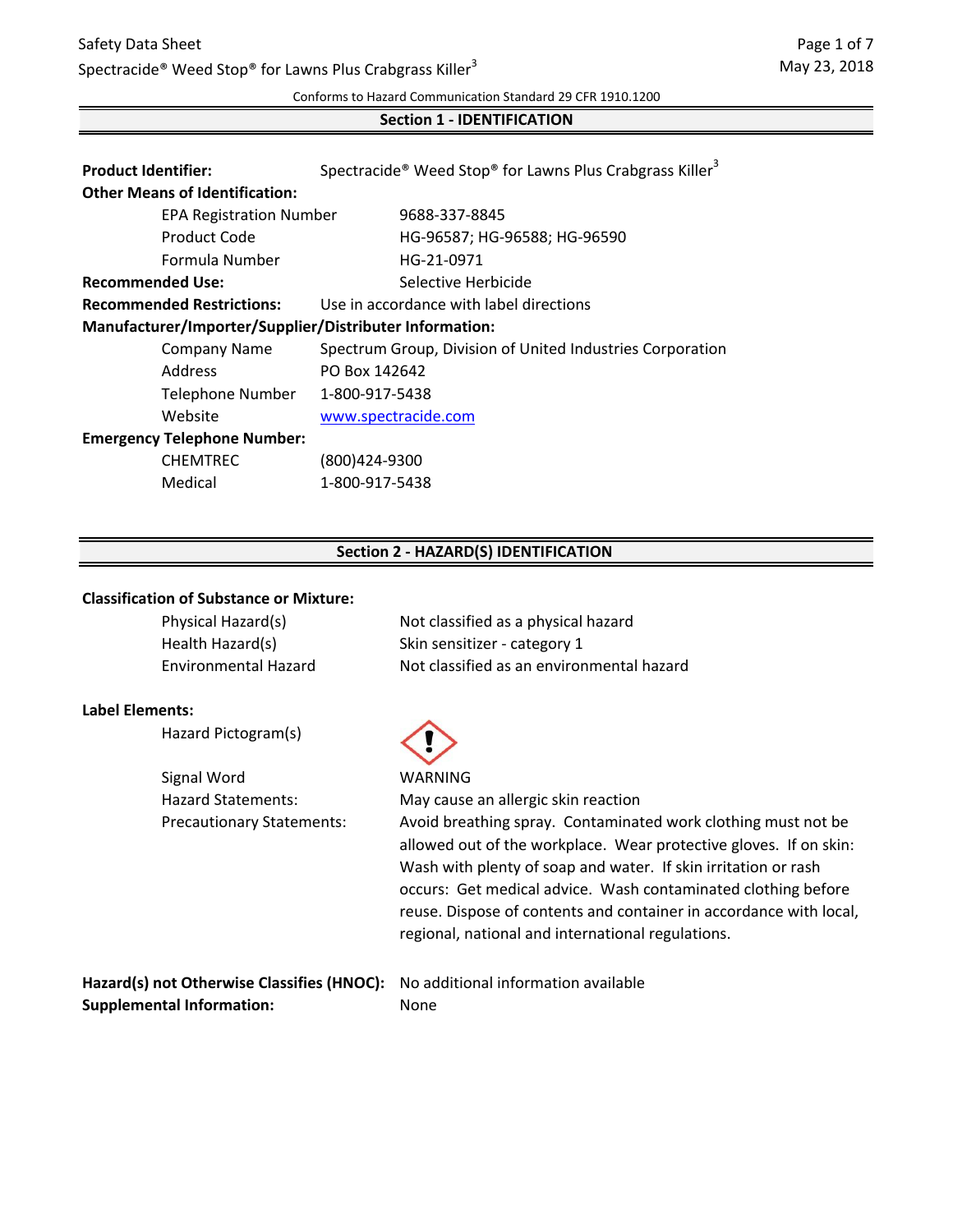Safety Data Sheet

Spectracide® Weed Stop® for Lawns Plus Crabgrass Killer[3]

May 23, 2018

Conforms to Hazard Communication Standard 29 CFR 1910.1200

## Section 1 - IDENTIFICATION

**Product Identifier:** Spectracide® Weed Stop® for Lawns Plus Crabgrass Killer[3]

**Other Means of Identification:**

- EPA Registration Number: 9688-337-8845
- Product Code: HG-96587; HG-96588; HG-96590
- Formula Number: HG-21-0971

**Recommended Use:** Selective Herbicide

**Recommended Restrictions:** Use in accordance with label directions

**Manufacturer/Importer/Supplier/Distributer Information:**

- Company Name: Spectrum Group, Division of United Industries Corporation
- Address: PO Box 142642
- Telephone Number: 1-800-917-5438
- Website: www.spectracide.com

**Emergency Telephone Number:**

- CHEMTREC: (800)424-9300
- Medical: 1-800-917-5438

## Section 2 - HAZARD(S) IDENTIFICATION

**Classification of Substance or Mixture:**

- Physical Hazard(s): Not classified as a physical hazard
- Health Hazard(s): Skin sensitizer - category 1
- Environmental Hazard: Not classified as an environmental hazard

**Label Elements:**

- Hazard Pictogram(s):
- Signal Word: WARNING
- Hazard Statements: May cause an allergic skin reaction
- Precautionary Statements: Avoid breathing spray. Contaminated work clothing must not be allowed out of the workplace. Wear protective gloves. If on skin: Wash with plenty of soap and water. If skin irritation or rash occurs: Get medical advice. Wash contaminated clothing before reuse. Dispose of contents and container in accordance with local, regional, national and international regulations.

**Hazard(s) not Otherwise Classifies (HNOC):** No additional information available

**Supplemental Information:** None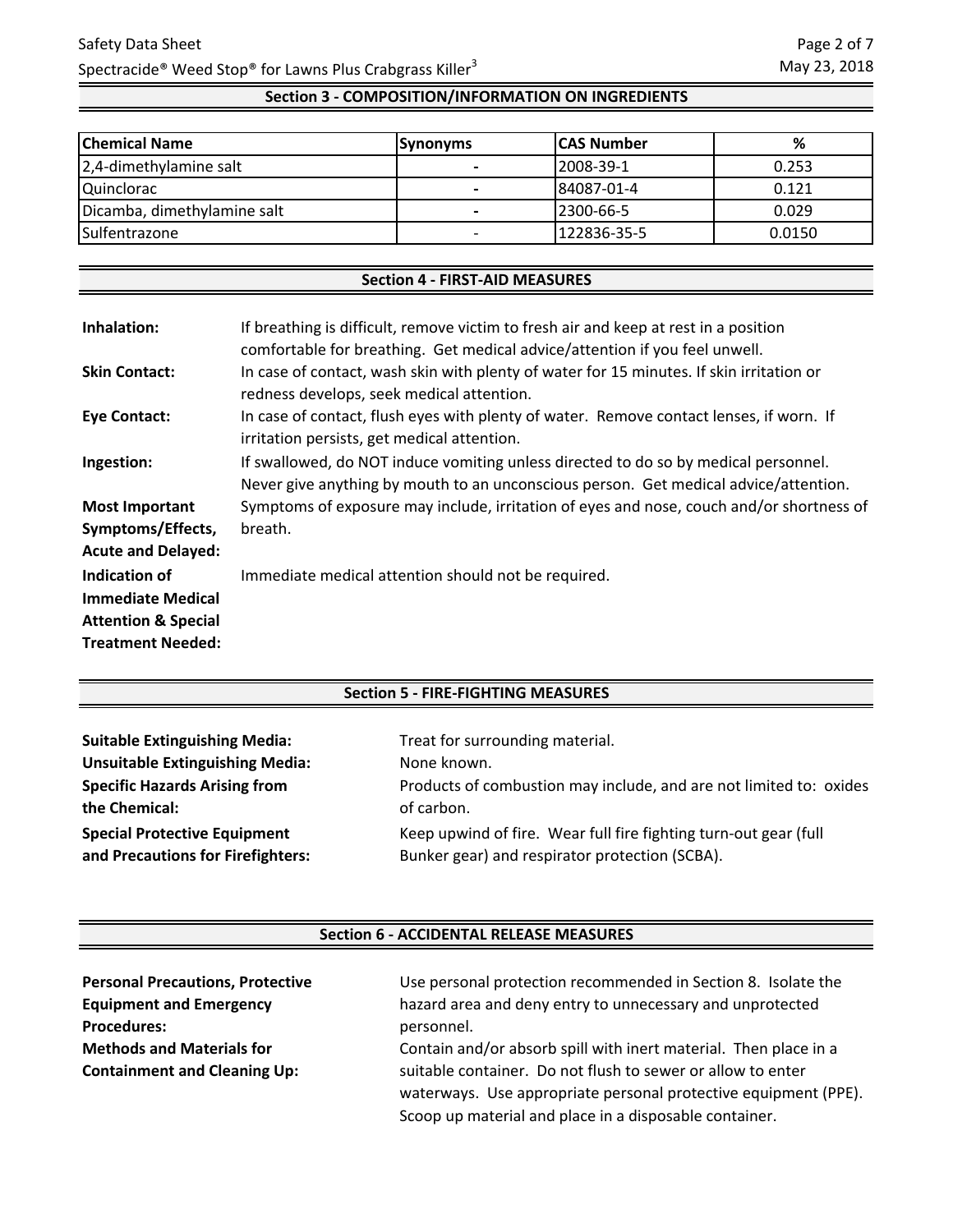## Section 3 - COMPOSITION/INFORMATION ON INGREDIENTS

| Chemical Name | Synonyms | CAS Number | % |
|---|---|---|---|
| 2,4-dimethylamine salt | - | 2008-39-1 | 0.253 |
| Quinclorac | - | 84087-01-4 | 0.121 |
| Dicamba, dimethylamine salt | - | 2300-66-5 | 0.029 |
| Sulfentrazone | - | 122836-35-5 | 0.0150 |

## Section 4 - FIRST-AID MEASURES

**Inhalation:** If breathing is difficult, remove victim to fresh air and keep at rest in a position comfortable for breathing. Get medical advice/attention if you feel unwell.

**Skin Contact:** In case of contact, wash skin with plenty of water for 15 minutes. If skin irritation or redness develops, seek medical attention.

**Eye Contact:** In case of contact, flush eyes with plenty of water. Remove contact lenses, if worn. If irritation persists, get medical attention.

**Ingestion:** If swallowed, do NOT induce vomiting unless directed to do so by medical personnel. Never give anything by mouth to an unconscious person. Get medical advice/attention.

**Most Important Symptoms/Effects, Acute and Delayed:** Symptoms of exposure may include, irritation of eyes and nose, couch and/or shortness of breath.

**Indication of Immediate Medical Attention & Special Treatment Needed:** Immediate medical attention should not be required.

## Section 5 - FIRE-FIGHTING MEASURES

**Suitable Extinguishing Media:** Treat for surrounding material.

**Unsuitable Extinguishing Media:** None known.

**Specific Hazards Arising from the Chemical:** Products of combustion may include, and are not limited to: oxides of carbon.

**Special Protective Equipment and Precautions for Firefighters:** Keep upwind of fire. Wear full fire fighting turn-out gear (full Bunker gear) and respirator protection (SCBA).

## Section 6 - ACCIDENTAL RELEASE MEASURES

**Personal Precautions, Protective Equipment and Emergency Procedures:** Use personal protection recommended in Section 8. Isolate the hazard area and deny entry to unnecessary and unprotected personnel.

**Methods and Materials for Containment and Cleaning Up:** Contain and/or absorb spill with inert material. Then place in a suitable container. Do not flush to sewer or allow to enter waterways. Use appropriate personal protective equipment (PPE). Scoop up material and place in a disposable container.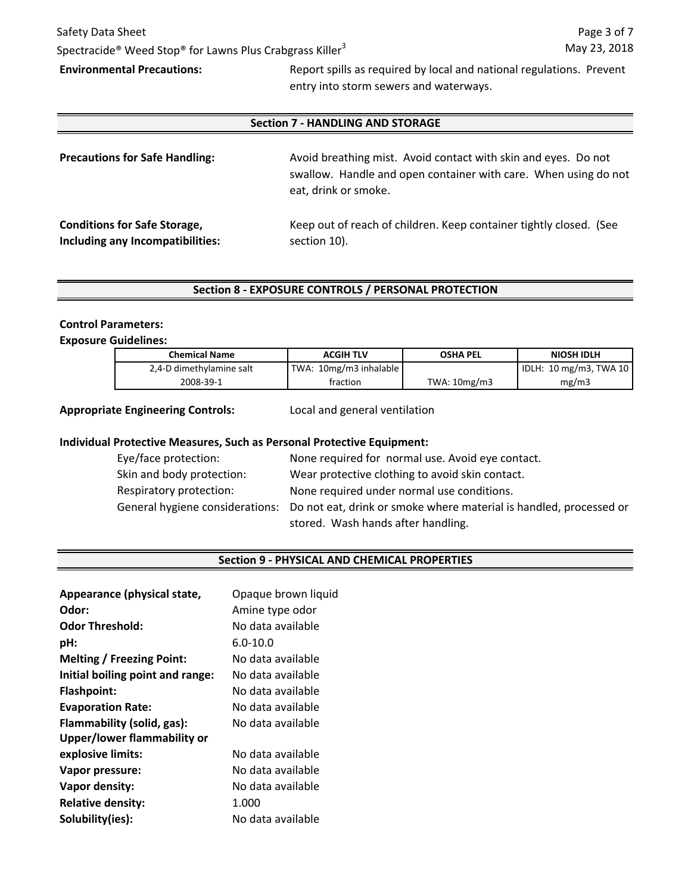**Environmental Precautions:** Report spills as required by local and national regulations. Prevent entry into storm sewers and waterways.

## Section 7 - HANDLING AND STORAGE

**Precautions for Safe Handling:** Avoid breathing mist. Avoid contact with skin and eyes. Do not swallow. Handle and open container with care. When using do not eat, drink or smoke.

**Conditions for Safe Storage, Including any Incompatibilities:** Keep out of reach of children. Keep container tightly closed. (See section 10).

## Section 8 - EXPOSURE CONTROLS / PERSONAL PROTECTION

**Control Parameters:**

**Exposure Guidelines:**

| Chemical Name | ACGIH TLV | OSHA PEL | NIOSH IDLH |
|---|---|---|---|
| 2,4-D dimethylamine salt 2008-39-1 | TWA: 10mg/m3 inhalable fraction | TWA: 10mg/m3 | IDLH: 10 mg/m3, TWA 10 mg/m3 |

**Appropriate Engineering Controls:** Local and general ventilation

**Individual Protective Measures, Such as Personal Protective Equipment:**

- Eye/face protection: None required for normal use. Avoid eye contact.
- Skin and body protection: Wear protective clothing to avoid skin contact.
- Respiratory protection: None required under normal use conditions.
- General hygiene considerations: Do not eat, drink or smoke where material is handled, processed or stored. Wash hands after handling.

## Section 9 - PHYSICAL AND CHEMICAL PROPERTIES

**Appearance (physical state,** Opaque brown liquid

**Odor:** Amine type odor

**Odor Threshold:** No data available

**pH:** 6.0-10.0

**Melting / Freezing Point:** No data available

**Initial boiling point and range:** No data available

**Flashpoint:** No data available

**Evaporation Rate:** No data available

**Flammability (solid, gas):** No data available

**Upper/lower flammability or explosive limits:** No data available

**Vapor pressure:** No data available

**Vapor density:** No data available

**Relative density:** 1.000

**Solubility(ies):** No data available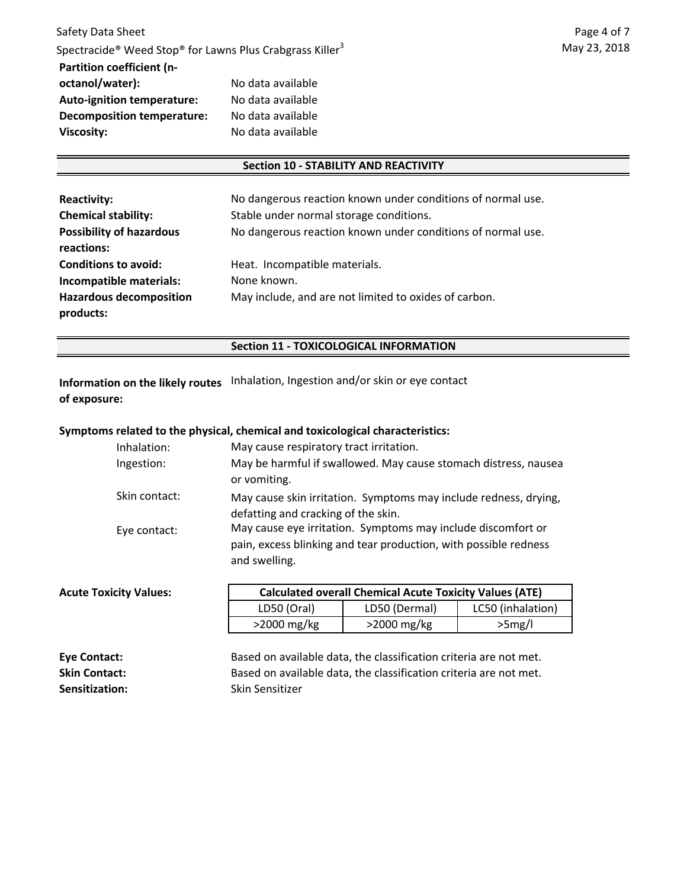**Partition coefficient (n-octanol/water):** No data available
**Auto-ignition temperature:** No data available
**Decomposition temperature:** No data available
**Viscosity:** No data available

## Section 10 - STABILITY AND REACTIVITY

**Reactivity:** No dangerous reaction known under conditions of normal use.
**Chemical stability:** Stable under normal storage conditions.
**Possibility of hazardous reactions:** No dangerous reaction known under conditions of normal use.
**Conditions to avoid:** Heat. Incompatible materials.
**Incompatible materials:** None known.
**Hazardous decomposition products:** May include, and are not limited to oxides of carbon.

## Section 11 - TOXICOLOGICAL INFORMATION

**Information on the likely routes of exposure:** Inhalation, Ingestion and/or skin or eye contact

**Symptoms related to the physical, chemical and toxicological characteristics:**

- Inhalation: May cause respiratory tract irritation.
- Ingestion: May be harmful if swallowed. May cause stomach distress, nausea or vomiting.
- Skin contact: May cause skin irritation. Symptoms may include redness, drying, defatting and cracking of the skin.
- Eye contact: May cause eye irritation. Symptoms may include discomfort or pain, excess blinking and tear production, with possible redness and swelling.

**Acute Toxicity Values:**

| Calculated overall Chemical Acute Toxicity Values (ATE) | | |
|---|---|---|
| LD50 (Oral) | LD50 (Dermal) | LC50 (inhalation) |
| >2000 mg/kg | >2000 mg/kg | >5mg/l |

**Eye Contact:** Based on available data, the classification criteria are not met.
**Skin Contact:** Based on available data, the classification criteria are not met.
**Sensitization:** Skin Sensitizer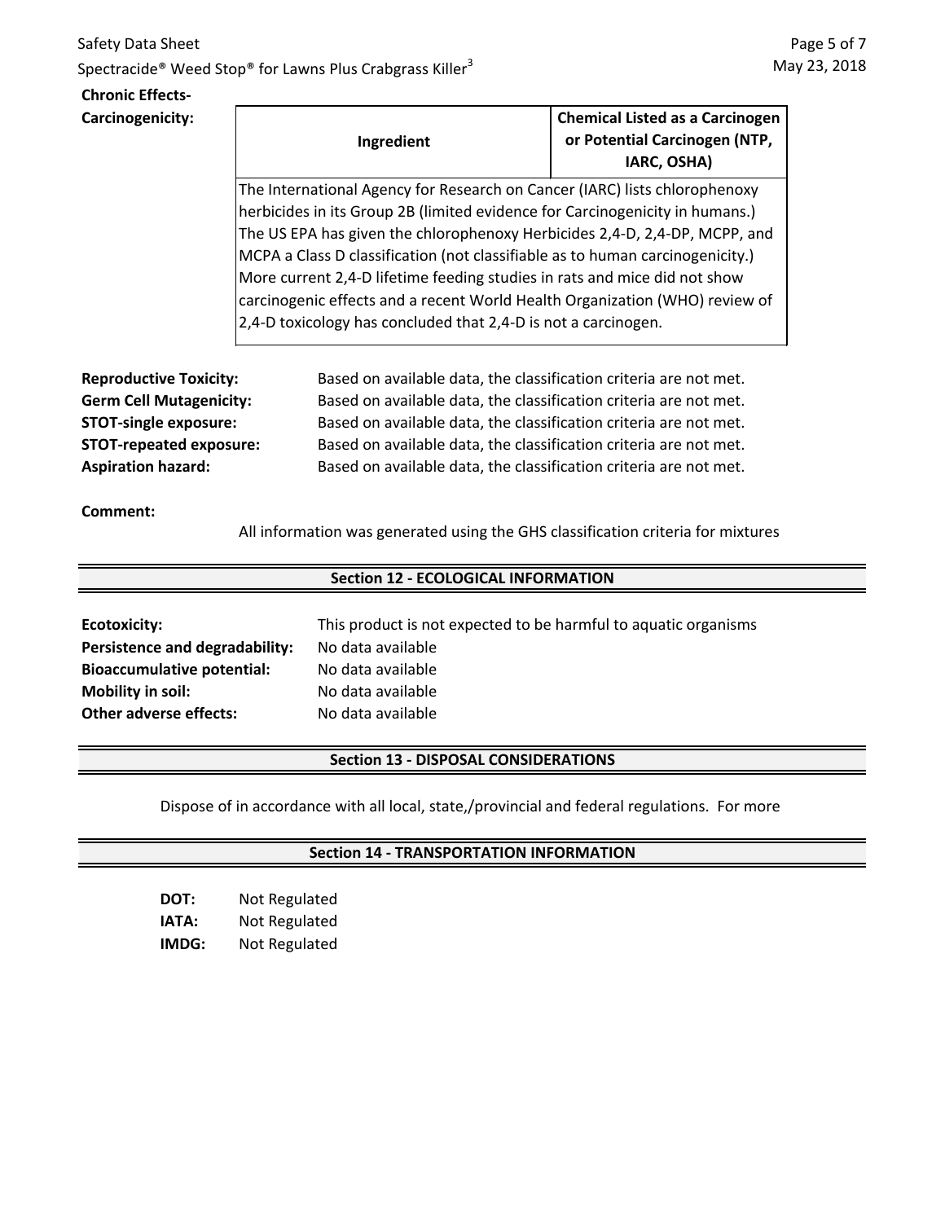**Chronic Effects-**
**Carcinogenicity:**

| Ingredient | Chemical Listed as a Carcinogen or Potential Carcinogen (NTP, IARC, OSHA) |
|---|---|
| The International Agency for Research on Cancer (IARC) lists chlorophenoxy herbicides in its Group 2B (limited evidence for Carcinogenicity in humans.) The US EPA has given the chlorophenoxy Herbicides 2,4-D, 2,4-DP, MCPP, and MCPA a Class D classification (not classifiable as to human carcinogenicity.) More current 2,4-D lifetime feeding studies in rats and mice did not show carcinogenic effects and a recent World Health Organization (WHO) review of 2,4-D toxicology has concluded that 2,4-D is not a carcinogen. | |

**Reproductive Toxicity:** Based on available data, the classification criteria are not met.
**Germ Cell Mutagenicity:** Based on available data, the classification criteria are not met.
**STOT-single exposure:** Based on available data, the classification criteria are not met.
**STOT-repeated exposure:** Based on available data, the classification criteria are not met.
**Aspiration hazard:** Based on available data, the classification criteria are not met.

**Comment:**

All information was generated using the GHS classification criteria for mixtures

## Section 12 - ECOLOGICAL INFORMATION

**Ecotoxicity:** This product is not expected to be harmful to aquatic organisms
**Persistence and degradability:** No data available
**Bioaccumulative potential:** No data available
**Mobility in soil:** No data available
**Other adverse effects:** No data available

## Section 13 - DISPOSAL CONSIDERATIONS

Dispose of in accordance with all local, state,/provincial and federal regulations. For more

## Section 14 - TRANSPORTATION INFORMATION

**DOT:** Not Regulated
**IATA:** Not Regulated
**IMDG:** Not Regulated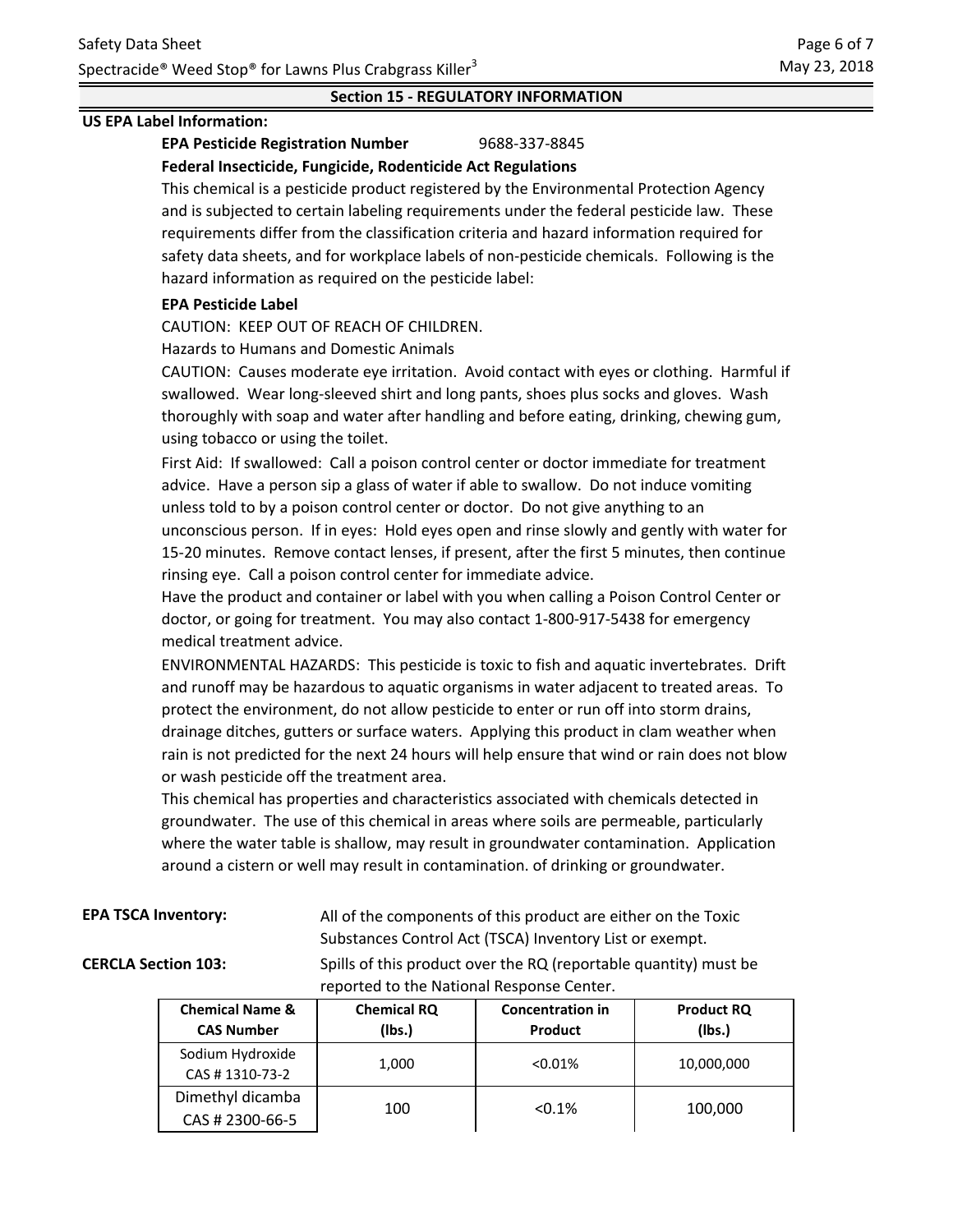## Section 15 - REGULATORY INFORMATION

**US EPA Label Information:**

**EPA Pesticide Registration Number** 9688-337-8845

**Federal Insecticide, Fungicide, Rodenticide Act Regulations**

This chemical is a pesticide product registered by the Environmental Protection Agency and is subjected to certain labeling requirements under the federal pesticide law. These requirements differ from the classification criteria and hazard information required for safety data sheets, and for workplace labels of non-pesticide chemicals. Following is the hazard information as required on the pesticide label:

**EPA Pesticide Label**

CAUTION: KEEP OUT OF REACH OF CHILDREN.

Hazards to Humans and Domestic Animals

CAUTION: Causes moderate eye irritation. Avoid contact with eyes or clothing. Harmful if swallowed. Wear long-sleeved shirt and long pants, shoes plus socks and gloves. Wash thoroughly with soap and water after handling and before eating, drinking, chewing gum, using tobacco or using the toilet.

First Aid: If swallowed: Call a poison control center or doctor immediate for treatment advice. Have a person sip a glass of water if able to swallow. Do not induce vomiting unless told to by a poison control center or doctor. Do not give anything to an unconscious person. If in eyes: Hold eyes open and rinse slowly and gently with water for 15-20 minutes. Remove contact lenses, if present, after the first 5 minutes, then continue rinsing eye. Call a poison control center for immediate advice.

Have the product and container or label with you when calling a Poison Control Center or doctor, or going for treatment. You may also contact 1-800-917-5438 for emergency medical treatment advice.

ENVIRONMENTAL HAZARDS: This pesticide is toxic to fish and aquatic invertebrates. Drift and runoff may be hazardous to aquatic organisms in water adjacent to treated areas. To protect the environment, do not allow pesticide to enter or run off into storm drains, drainage ditches, gutters or surface waters. Applying this product in clam weather when rain is not predicted for the next 24 hours will help ensure that wind or rain does not blow or wash pesticide off the treatment area.

This chemical has properties and characteristics associated with chemicals detected in groundwater. The use of this chemical in areas where soils are permeable, particularly where the water table is shallow, may result in groundwater contamination. Application around a cistern or well may result in contamination. of drinking or groundwater.

**EPA TSCA Inventory:** All of the components of this product are either on the Toxic Substances Control Act (TSCA) Inventory List or exempt.

**CERCLA Section 103:** Spills of this product over the RQ (reportable quantity) must be reported to the National Response Center.

| Chemical Name & CAS Number | Chemical RQ (lbs.) | Concentration in Product | Product RQ (lbs.) |
|---|---|---|---|
| Sodium Hydroxide CAS # 1310-73-2 | 1,000 | <0.01% | 10,000,000 |
| Dimethyl dicamba CAS # 2300-66-5 | 100 | <0.1% | 100,000 |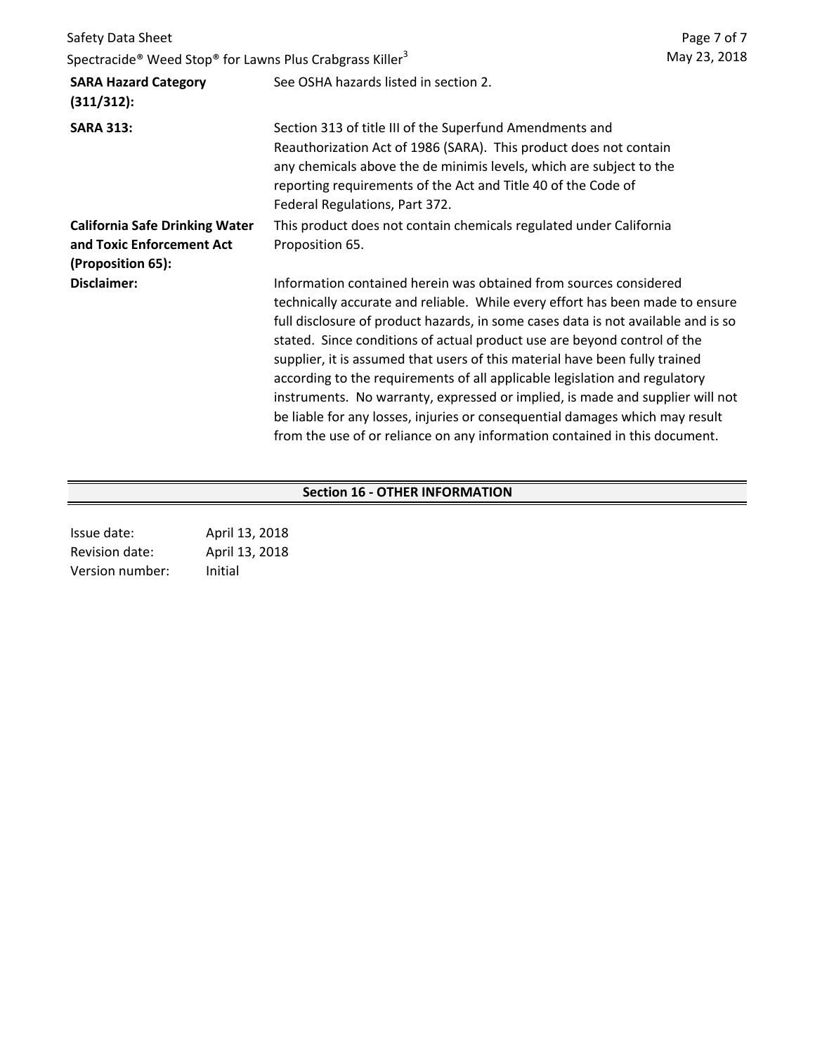**SARA Hazard Category (311/312):** See OSHA hazards listed in section 2.

**SARA 313:** Section 313 of title III of the Superfund Amendments and Reauthorization Act of 1986 (SARA). This product does not contain any chemicals above the de minimis levels, which are subject to the reporting requirements of the Act and Title 40 of the Code of Federal Regulations, Part 372.

**California Safe Drinking Water and Toxic Enforcement Act (Proposition 65):** This product does not contain chemicals regulated under California Proposition 65.

**Disclaimer:** Information contained herein was obtained from sources considered technically accurate and reliable. While every effort has been made to ensure full disclosure of product hazards, in some cases data is not available and is so stated. Since conditions of actual product use are beyond control of the supplier, it is assumed that users of this material have been fully trained according to the requirements of all applicable legislation and regulatory instruments. No warranty, expressed or implied, is made and supplier will not be liable for any losses, injuries or consequential damages which may result from the use of or reliance on any information contained in this document.

## Section 16 - OTHER INFORMATION

| | |
|---|---|
| Issue date: | April 13, 2018 |
| Revision date: | April 13, 2018 |
| Version number: | Initial |